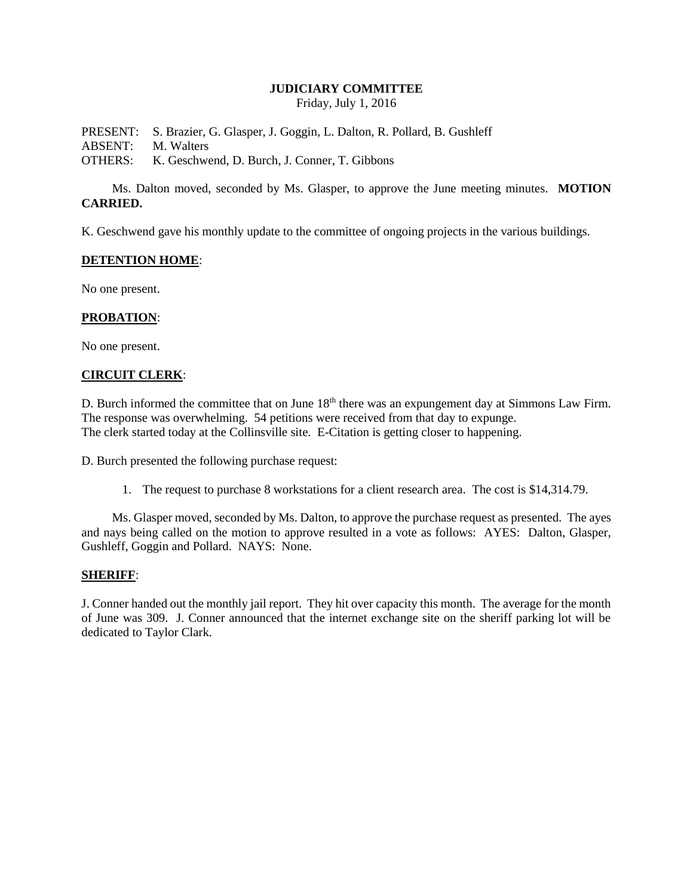**JUDICIARY COMMITTEE**
Friday, July 1, 2016

PRESENT: S. Brazier, G. Glasper, J. Goggin, L. Dalton, R. Pollard, B. Gushleff
ABSENT: M. Walters
OTHERS: K. Geschwend, D. Burch, J. Conner, T. Gibbons

Ms. Dalton moved, seconded by Ms. Glasper, to approve the June meeting minutes. **MOTION CARRIED.**

K. Geschwend gave his monthly update to the committee of ongoing projects in the various buildings.

**DETENTION HOME**:

No one present.

**PROBATION**:

No one present.

**CIRCUIT CLERK**:

D. Burch informed the committee that on June 18th there was an expungement day at Simmons Law Firm. The response was overwhelming. 54 petitions were received from that day to expunge.
The clerk started today at the Collinsville site. E-Citation is getting closer to happening.

D. Burch presented the following purchase request:

1. The request to purchase 8 workstations for a client research area. The cost is $14,314.79.

Ms. Glasper moved, seconded by Ms. Dalton, to approve the purchase request as presented. The ayes and nays being called on the motion to approve resulted in a vote as follows: AYES: Dalton, Glasper, Gushleff, Goggin and Pollard. NAYS: None.

**SHERIFF**:

J. Conner handed out the monthly jail report. They hit over capacity this month. The average for the month of June was 309. J. Conner announced that the internet exchange site on the sheriff parking lot will be dedicated to Taylor Clark.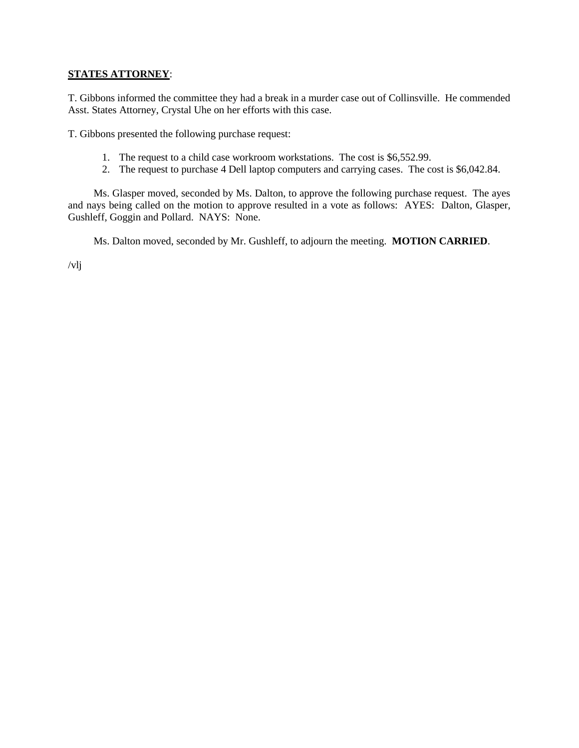**STATES ATTORNEY**:

T. Gibbons informed the committee they had a break in a murder case out of Collinsville. He commended Asst. States Attorney, Crystal Uhe on her efforts with this case.

T. Gibbons presented the following purchase request:

1. The request to a child case workroom workstations. The cost is $6,552.99.
2. The request to purchase 4 Dell laptop computers and carrying cases. The cost is $6,042.84.

Ms. Glasper moved, seconded by Ms. Dalton, to approve the following purchase request. The ayes and nays being called on the motion to approve resulted in a vote as follows: AYES: Dalton, Glasper, Gushleff, Goggin and Pollard. NAYS: None.

Ms. Dalton moved, seconded by Mr. Gushleff, to adjourn the meeting. **MOTION CARRIED**.

/vlj